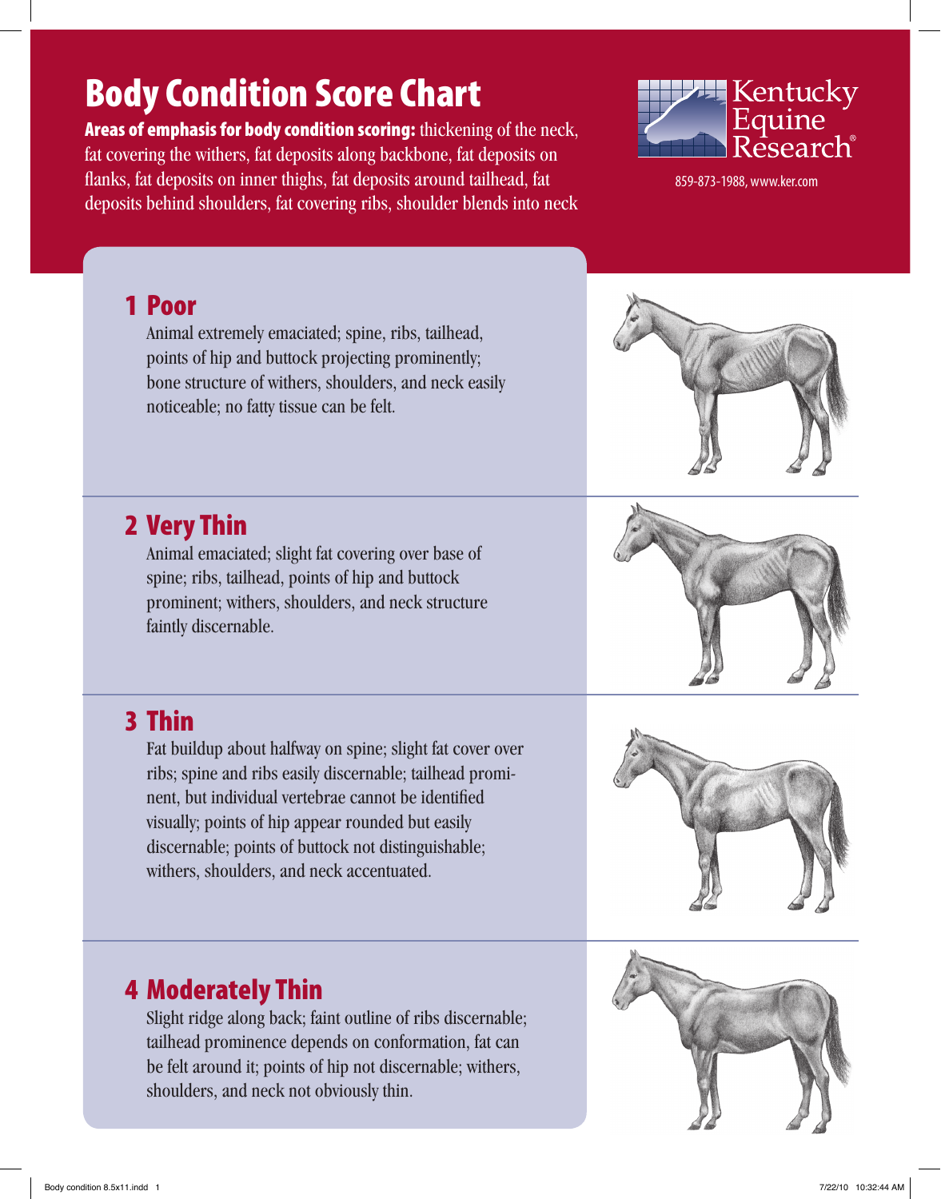# Body Condition Score Chart

**Areas of emphasis for body condition scoring:** thickening of the neck, fat covering the withers, fat deposits along backbone, fat deposits on flanks, fat deposits on inner thighs, fat deposits around tailhead, fat deposits behind shoulders, fat covering ribs, shoulder blends into neck

Kentucky Equine Research®

859-873-1988, www.ker.com

## 1 Poor

Animal extremely emaciated; spine, ribs, tailhead, points of hip and buttock projecting prominently; bone structure of withers, shoulders, and neck easily noticeable; no fatty tissue can be felt.

## 2 Very Thin

Animal emaciated; slight fat covering over base of spine; ribs, tailhead, points of hip and buttock prominent; withers, shoulders, and neck structure faintly discernable.

## 3 Thin

Fat buildup about halfway on spine; slight fat cover over ribs; spine and ribs easily discernable; tailhead prominent, but individual vertebrae cannot be identified visually; points of hip appear rounded but easily discernable; points of buttock not distinguishable; withers, shoulders, and neck accentuated.

## 4 Moderately Thin

Slight ridge along back; faint outline of ribs discernable; tailhead prominence depends on conformation, fat can be felt around it; points of hip not discernable; withers, shoulders, and neck not obviously thin.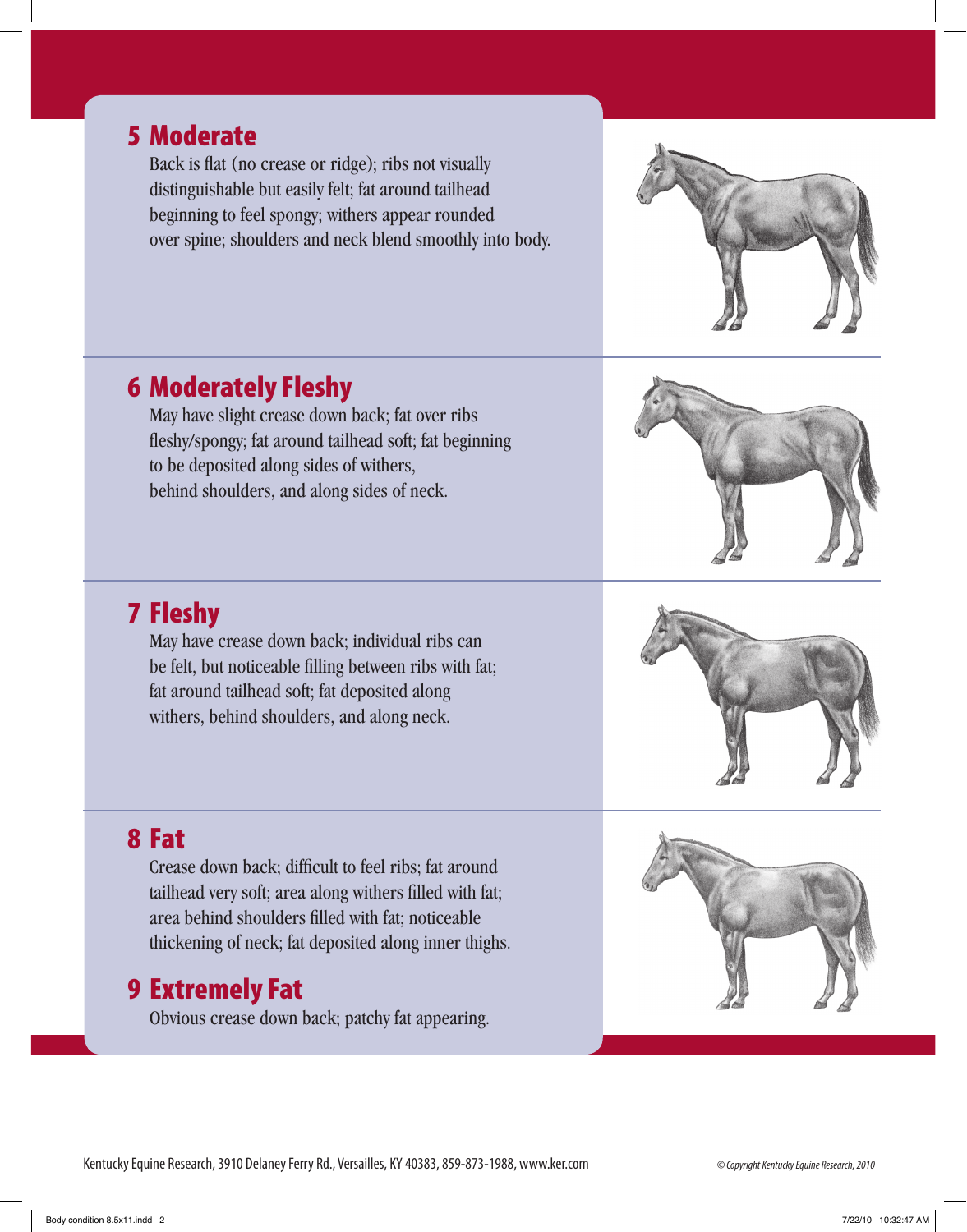## 5 Moderate

Back is flat (no crease or ridge); ribs not visually distinguishable but easily felt; fat around tailhead beginning to feel spongy; withers appear rounded over spine; shoulders and neck blend smoothly into body.

## 6 Moderately Fleshy

May have slight crease down back; fat over ribs fleshy/spongy; fat around tailhead soft; fat beginning to be deposited along sides of withers, behind shoulders, and along sides of neck.

## 7 Fleshy

May have crease down back; individual ribs can be felt, but noticeable filling between ribs with fat; fat around tailhead soft; fat deposited along withers, behind shoulders, and along neck.

## 8 Fat

Crease down back; difficult to feel ribs; fat around tailhead very soft; area along withers filled with fat; area behind shoulders filled with fat; noticeable thickening of neck; fat deposited along inner thighs.

## 9 Extremely Fat

Obvious crease down back; patchy fat appearing.

Kentucky Equine Research, 3910 Delaney Ferry Rd., Versailles, KY 40383, 859-873-1988, www.ker.com

*© Copyright Kentucky Equine Research, 2010*